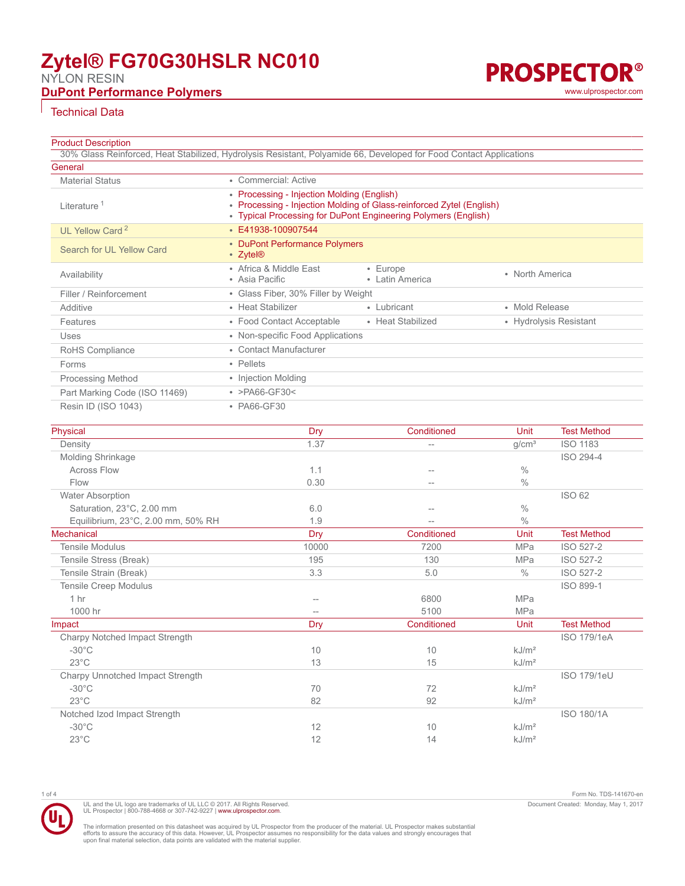# Zytel® FG70G30HSLR NC010

NYLON RESIN

**DuPont Performance Polymers**

PROSPECTOR®

www.ulprospector.com

## Technical Data

### Product Description

30% Glass Reinforced, Heat Stabilized, Hydrolysis Resistant, Polyamide 66, Developed for Food Contact Applications

### General

| | |
|---|---|
| Material Status | • Commercial: Active |
| Literature [1] | • Processing - Injection Molding (English)<br>• Processing - Injection Molding of Glass-reinforced Zytel (English)<br>• Typical Processing for DuPont Engineering Polymers (English) |
| UL Yellow Card [2] | • E41938-100907544 |
| Search for UL Yellow Card | • DuPont Performance Polymers<br>• Zytel® |
| Availability | • Africa & Middle East • Asia Pacific • Europe • Latin America • North America |
| Filler / Reinforcement | • Glass Fiber, 30% Filler by Weight |
| Additive | • Heat Stabilizer • Lubricant • Mold Release |
| Features | • Food Contact Acceptable • Heat Stabilized • Hydrolysis Resistant |
| Uses | • Non-specific Food Applications |
| RoHS Compliance | • Contact Manufacturer |
| Forms | • Pellets |
| Processing Method | • Injection Molding |
| Part Marking Code (ISO 11469) | • >PA66-GF30< |
| Resin ID (ISO 1043) | • PA66-GF30 |

| Physical | Dry | Conditioned | Unit | Test Method |
|---|---|---|---|---|
| Density | 1.37 | -- | g/cm³ | ISO 1183 |
| Molding Shrinkage | | | | ISO 294-4 |
| Across Flow | 1.1 | -- | % | |
| Flow | 0.30 | -- | % | |
| Water Absorption | | | | ISO 62 |
| Saturation, 23°C, 2.00 mm | 6.0 | -- | % | |
| Equilibrium, 23°C, 2.00 mm, 50% RH | 1.9 | -- | % | |

| Mechanical | Dry | Conditioned | Unit | Test Method |
|---|---|---|---|---|
| Tensile Modulus | 10000 | 7200 | MPa | ISO 527-2 |
| Tensile Stress (Break) | 195 | 130 | MPa | ISO 527-2 |
| Tensile Strain (Break) | 3.3 | 5.0 | % | ISO 527-2 |
| Tensile Creep Modulus | | | | ISO 899-1 |
| 1 hr | -- | 6800 | MPa | |
| 1000 hr | -- | 5100 | MPa | |

| Impact | Dry | Conditioned | Unit | Test Method |
|---|---|---|---|---|
| Charpy Notched Impact Strength | | | | ISO 179/1eA |
| -30°C | 10 | 10 | kJ/m² | |
| 23°C | 13 | 15 | kJ/m² | |
| Charpy Unnotched Impact Strength | | | | ISO 179/1eU |
| -30°C | 70 | 72 | kJ/m² | |
| 23°C | 82 | 92 | kJ/m² | |
| Notched Izod Impact Strength | | | | ISO 180/1A |
| -30°C | 12 | 10 | kJ/m² | |
| 23°C | 12 | 14 | kJ/m² | |

UL and the UL logo are trademarks of UL LLC © 2017. All Rights Reserved.
UL Prospector | 800-788-4668 or 307-742-9227 | www.ulprospector.com.

The information presented on this datasheet was acquired by UL Prospector from the producer of the material. UL Prospector makes substantial efforts to assure the accuracy of this data. However, UL Prospector assumes no responsibility for the data values and strongly encourages that upon final material selection, data points are validated with the material supplier.

Form No. TDS-141670-en
Document Created: Monday, May 1, 2017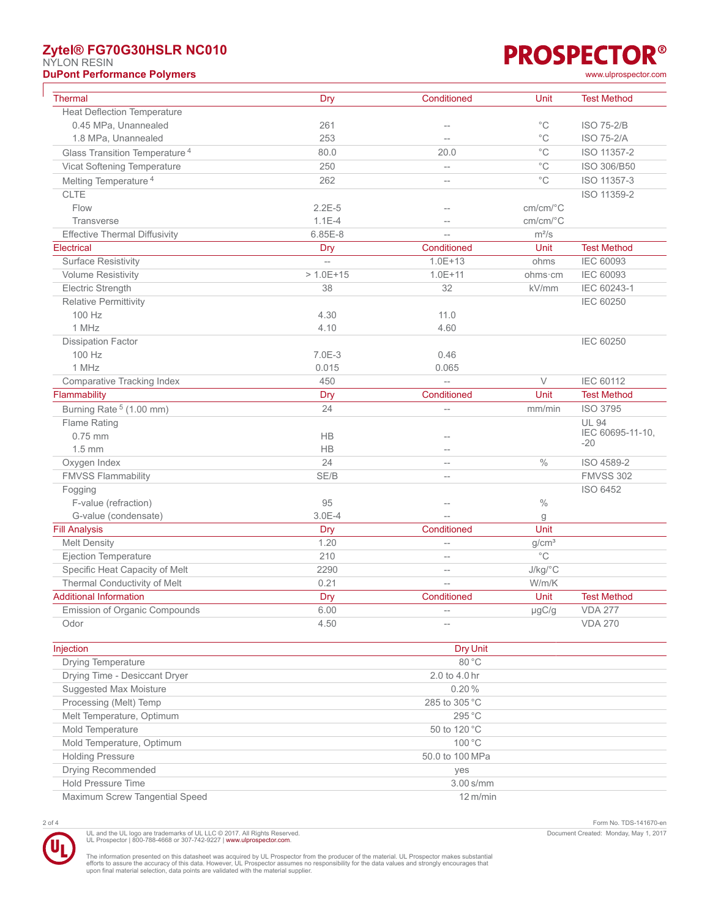# Zytel® FG70G30HSLR NC010

NYLON RESIN

**DuPont Performance Polymers**

| Thermal | Dry | Conditioned | Unit | Test Method |
|---|---|---|---|---|
| Heat Deflection Temperature | | | | |
| 0.45 MPa, Unannealed | 261 | -- | °C | ISO 75-2/B |
| 1.8 MPa, Unannealed | 253 | -- | °C | ISO 75-2/A |
| Glass Transition Temperature [4] | 80.0 | 20.0 | °C | ISO 11357-2 |
| Vicat Softening Temperature | 250 | -- | °C | ISO 306/B50 |
| Melting Temperature [4] | 262 | -- | °C | ISO 11357-3 |
| CLTE | | | | ISO 11359-2 |
| Flow | 2.2E-5 | -- | cm/cm/°C | |
| Transverse | 1.1E-4 | -- | cm/cm/°C | |
| Effective Thermal Diffusivity | 6.85E-8 | -- | m²/s | |

| Electrical | Dry | Conditioned | Unit | Test Method |
|---|---|---|---|---|
| Surface Resistivity | -- | 1.0E+13 | ohms | IEC 60093 |
| Volume Resistivity | > 1.0E+15 | 1.0E+11 | ohms·cm | IEC 60093 |
| Electric Strength | 38 | 32 | kV/mm | IEC 60243-1 |
| Relative Permittivity | | | | IEC 60250 |
| 100 Hz | 4.30 | 11.0 | | |
| 1 MHz | 4.10 | 4.60 | | |
| Dissipation Factor | | | | IEC 60250 |
| 100 Hz | 7.0E-3 | 0.46 | | |
| 1 MHz | 0.015 | 0.065 | | |
| Comparative Tracking Index | 450 | -- | V | IEC 60112 |

| Flammability | Dry | Conditioned | Unit | Test Method |
|---|---|---|---|---|
| Burning Rate [5] (1.00 mm) | 24 | -- | mm/min | ISO 3795 |
| Flame Rating | | | | UL 94 IEC 60695-11-10, -20 |
| 0.75 mm | HB | -- | | |
| 1.5 mm | HB | -- | | |
| Oxygen Index | 24 | -- | % | ISO 4589-2 |
| FMVSS Flammability | SE/B | -- | | FMVSS 302 |
| Fogging | | | | ISO 6452 |
| F-value (refraction) | 95 | -- | % | |
| G-value (condensate) | 3.0E-4 | -- | g | |

| Fill Analysis | Dry | Conditioned | Unit |
|---|---|---|---|
| Melt Density | 1.20 | -- | g/cm³ |
| Ejection Temperature | 210 | -- | °C |
| Specific Heat Capacity of Melt | 2290 | -- | J/kg/°C |
| Thermal Conductivity of Melt | 0.21 | -- | W/m/K |

| Additional Information | Dry | Conditioned | Unit | Test Method |
|---|---|---|---|---|
| Emission of Organic Compounds | 6.00 | -- | µgC/g | VDA 277 |
| Odor | 4.50 | -- | | VDA 270 |

| Injection | Dry Unit |
|---|---|
| Drying Temperature | 80 °C |
| Drying Time - Desiccant Dryer | 2.0 to 4.0 hr |
| Suggested Max Moisture | 0.20 % |
| Processing (Melt) Temp | 285 to 305 °C |
| Melt Temperature, Optimum | 295 °C |
| Mold Temperature | 50 to 120 °C |
| Mold Temperature, Optimum | 100 °C |
| Holding Pressure | 50.0 to 100 MPa |
| Drying Recommended | yes |
| Hold Pressure Time | 3.00 s/mm |
| Maximum Screw Tangential Speed | 12 m/min |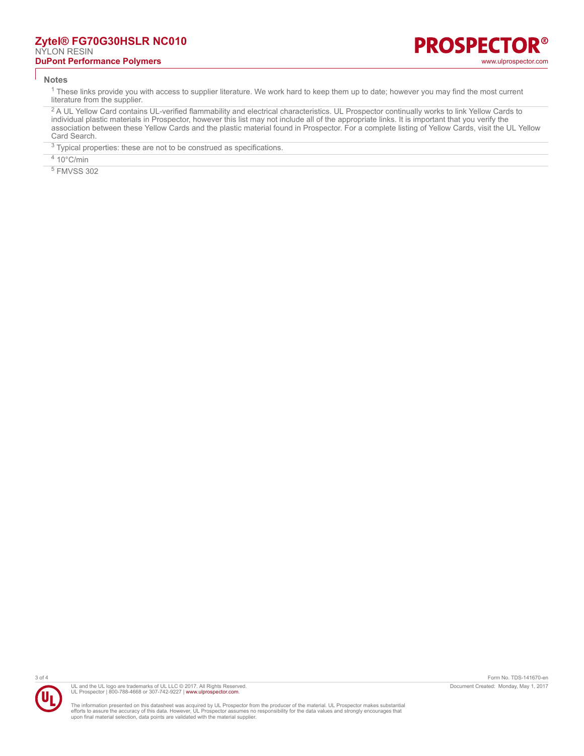## Notes

[1] These links provide you with access to supplier literature. We work hard to keep them up to date; however you may find the most current literature from the supplier.

[2] A UL Yellow Card contains UL-verified flammability and electrical characteristics. UL Prospector continually works to link Yellow Cards to individual plastic materials in Prospector, however this list may not include all of the appropriate links. It is important that you verify the association between these Yellow Cards and the plastic material found in Prospector. For a complete listing of Yellow Cards, visit the UL Yellow Card Search.

[3] Typical properties: these are not to be construed as specifications.

[4] 10°C/min

[5] FMVSS 302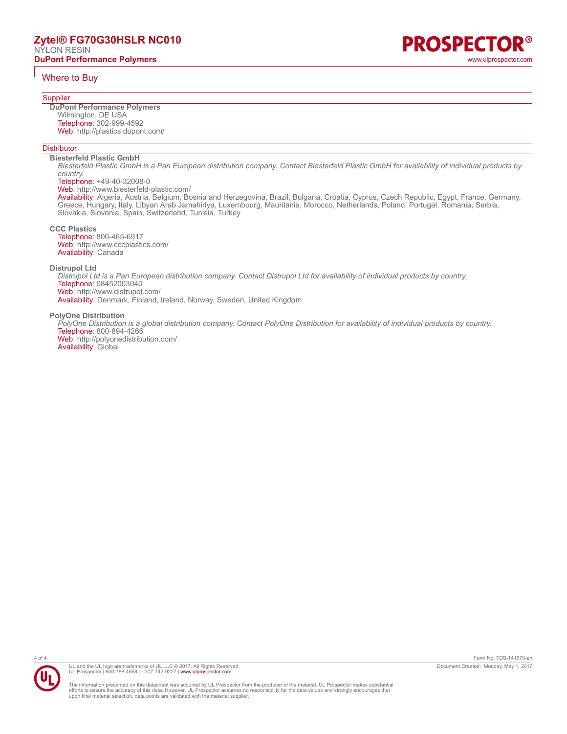## Where to Buy

### Supplier

**DuPont Performance Polymers**
Wilmington, DE USA
Telephone: 302-999-4592
Web: http://plastics.dupont.com/

### Distributor

**Biesterfeld Plastic GmbH**
*Biesterfeld Plastic GmbH is a Pan European distribution company. Contact Biesterfeld Plastic GmbH for availability of individual products by country.*
Telephone: +49-40-32008-0
Web: http://www.biesterfeld-plastic.com/
Availability: Algeria, Austria, Belgium, Bosnia and Herzegovina, Brazil, Bulgaria, Croatia, Cyprus, Czech Republic, Egypt, France, Germany, Greece, Hungary, Italy, Libyan Arab Jamahiriya, Luxembourg, Mauritania, Morocco, Netherlands, Poland, Portugal, Romania, Serbia, Slovakia, Slovenia, Spain, Switzerland, Tunisia, Turkey

**CCC Plastics**
Telephone: 800-465-6917
Web: http://www.cccplastics.com/
Availability: Canada

**Distrupol Ltd**
*Distrupol Ltd is a Pan European distribution company. Contact Distrupol Ltd for availability of individual products by country.*
Telephone: 08452003040
Web: http://www.distrupol.com/
Availability: Denmark, Finland, Ireland, Norway, Sweden, United Kingdom

**PolyOne Distribution**
*PolyOne Distribution is a global distribution company. Contact PolyOne Distribution for availability of individual products by country.*
Telephone: 800-894-4266
Web: http://polyonedistribution.com/
Availability: Global

UL and the UL logo are trademarks of UL LLC © 2017. All Rights Reserved.
UL Prospector | 800-788-4668 or 307-742-9227 | www.ulprospector.com.

The information presented on this datasheet was acquired by UL Prospector from the producer of the material. UL Prospector makes substantial efforts to assure the accuracy of this data. However, UL Prospector assumes no responsibility for the data values and strongly encourages that upon final material selection, data points are validated with the material supplier.

Form No. TDS-141670-en
Document Created: Monday, May 1, 2017